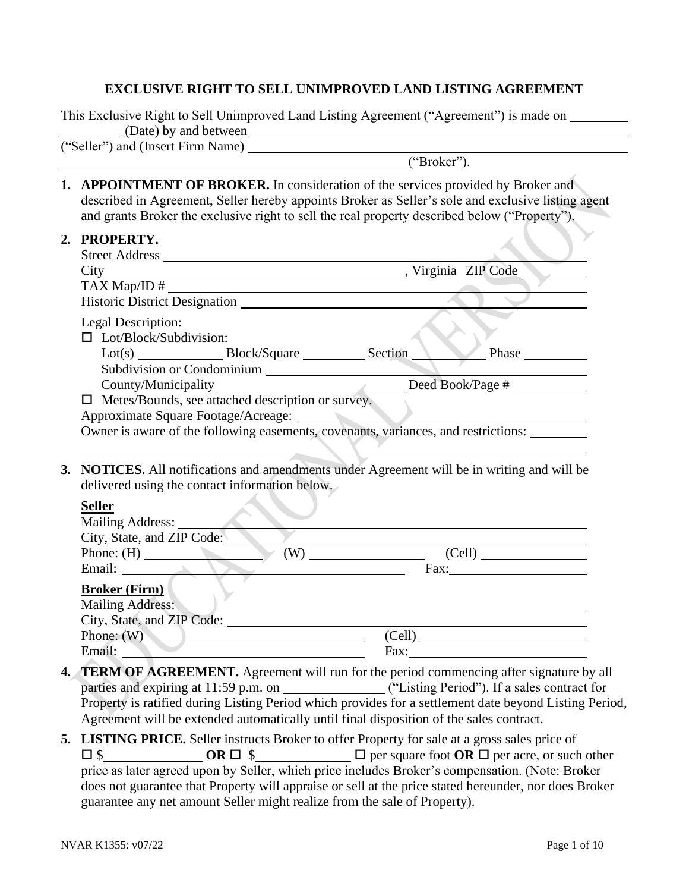# EXCLUSIVE RIGHT TO SELL UNIMPROVED LAND LISTING AGREEMENT

This Exclusive Right to Sell Unimproved Land Listing Agreement ("Agreement") is made on __________ __________ (Date) by and between ____________________________________________ ("Seller") and (Insert Firm Name) ____________________________________________ ____________________________________________("Broker").

1. **APPOINTMENT OF BROKER.** In consideration of the services provided by Broker and described in Agreement, Seller hereby appoints Broker as Seller's sole and exclusive listing agent and grants Broker the exclusive right to sell the real property described below ("Property").

2. **PROPERTY.**
   Street Address ____________________________________________
   City____________________________________________, Virginia ZIP Code __________
   TAX Map/ID # ____________________________________________
   Historic District Designation ____________________________________________

   Legal Description:
   ☐ Lot/Block/Subdivision:
   Lot(s) ____________ Block/Square __________ Section __________ Phase __________
   Subdivision or Condominium ____________________________________________
   County/Municipality __________________________ Deed Book/Page # ____________
   ☐ Metes/Bounds, see attached description or survey.
   Approximate Square Footage/Acreage: ____________________________________________
   Owner is aware of the following easements, covenants, variances, and restrictions: __________
   ____________________________________________

3. **NOTICES.** All notifications and amendments under Agreement will be in writing and will be delivered using the contact information below.

   **Seller**
   Mailing Address: ____________________________________________
   City, State, and ZIP Code: ____________________________________________
   Phone: (H) __________________ (W) __________________ (Cell) __________________
   Email: ______________________________ Fax:__________________

   **Broker (Firm)**
   Mailing Address: ____________________________________________
   City, State, and ZIP Code: ____________________________________________
   Phone: (W) ______________________________ (Cell) __________________
   Email: ______________________________ Fax:__________________

4. **TERM OF AGREEMENT.** Agreement will run for the period commencing after signature by all parties and expiring at 11:59 p.m. on ______________ ("Listing Period"). If a sales contract for Property is ratified during Listing Period which provides for a settlement date beyond Listing Period, Agreement will be extended automatically until final disposition of the sales contract.

5. **LISTING PRICE.** Seller instructs Broker to offer Property for sale at a gross sales price of ☐ $______________ **OR** ☐ $______________ ☐ per square foot **OR** ☐ per acre, or such other price as later agreed upon by Seller, which price includes Broker's compensation. (Note: Broker does not guarantee that Property will appraise or sell at the price stated hereunder, nor does Broker guarantee any net amount Seller might realize from the sale of Property).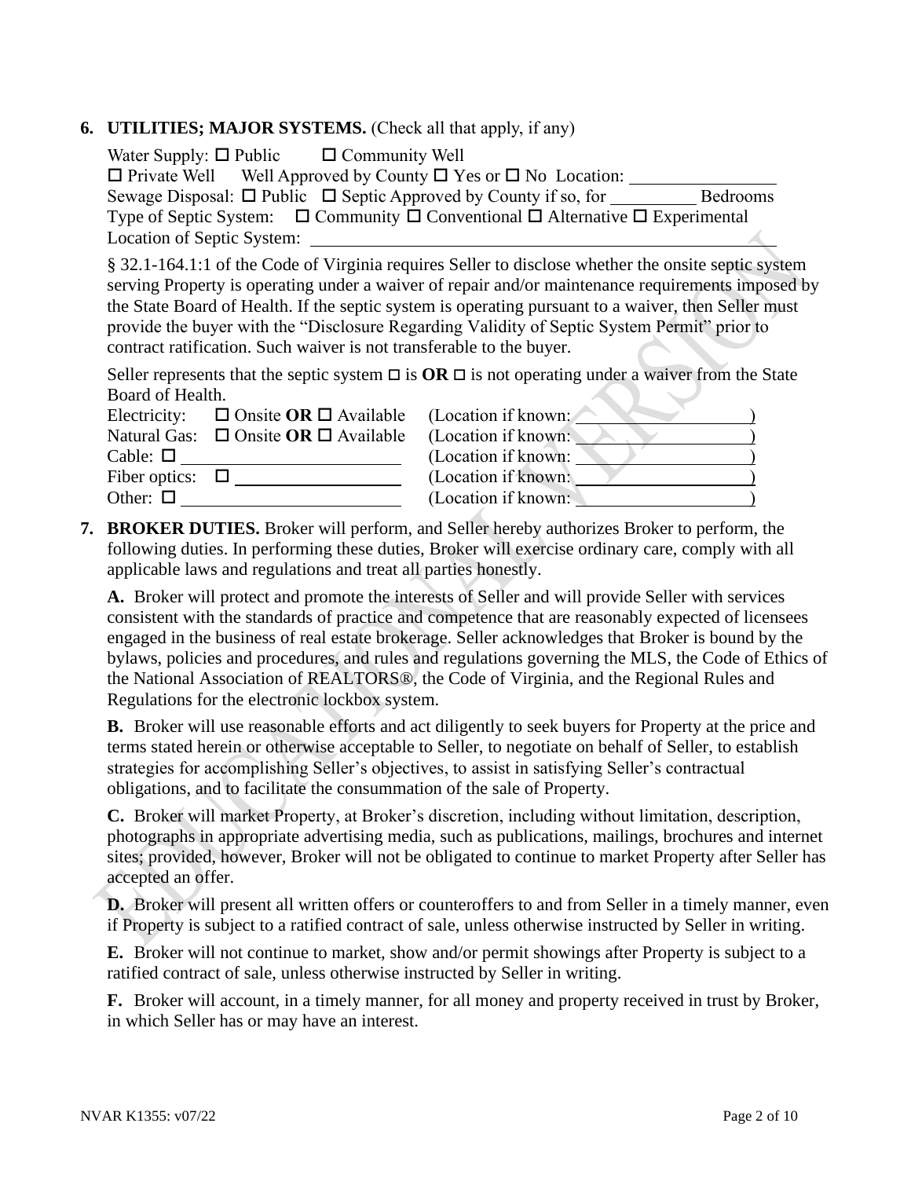6. **UTILITIES; MAJOR SYSTEMS.** (Check all that apply, if any)

Water Supply: ☐ Public ☐ Community Well
☐ Private Well Well Approved by County ☐ Yes or ☐ No Location: ________________
Sewage Disposal: ☐ Public ☐ Septic Approved by County if so, for _________ Bedrooms
Type of Septic System: ☐ Community ☐ Conventional ☐ Alternative ☐ Experimental
Location of Septic System: ____________________________________________

§ 32.1-164.1:1 of the Code of Virginia requires Seller to disclose whether the onsite septic system serving Property is operating under a waiver of repair and/or maintenance requirements imposed by the State Board of Health. If the septic system is operating pursuant to a waiver, then Seller must provide the buyer with the "Disclosure Regarding Validity of Septic System Permit" prior to contract ratification. Such waiver is not transferable to the buyer.

Seller represents that the septic system ☐ is **OR** ☐ is not operating under a waiver from the State Board of Health.

Electricity: ☐ Onsite **OR** ☐ Available (Location if known: ____________________)
Natural Gas: ☐ Onsite **OR** ☐ Available (Location if known: ____________________)
Cable: ☐ ________________________ (Location if known: ____________________)
Fiber optics: ☐ ____________________ (Location if known: ____________________)
Other: ☐ ________________________ (Location if known: ____________________)

7. **BROKER DUTIES.** Broker will perform, and Seller hereby authorizes Broker to perform, the following duties. In performing these duties, Broker will exercise ordinary care, comply with all applicable laws and regulations and treat all parties honestly.

**A.** Broker will protect and promote the interests of Seller and will provide Seller with services consistent with the standards of practice and competence that are reasonably expected of licensees engaged in the business of real estate brokerage. Seller acknowledges that Broker is bound by the bylaws, policies and procedures, and rules and regulations governing the MLS, the Code of Ethics of the National Association of REALTORS®, the Code of Virginia, and the Regional Rules and Regulations for the electronic lockbox system.

**B.** Broker will use reasonable efforts and act diligently to seek buyers for Property at the price and terms stated herein or otherwise acceptable to Seller, to negotiate on behalf of Seller, to establish strategies for accomplishing Seller's objectives, to assist in satisfying Seller's contractual obligations, and to facilitate the consummation of the sale of Property.

**C.** Broker will market Property, at Broker's discretion, including without limitation, description, photographs in appropriate advertising media, such as publications, mailings, brochures and internet sites; provided, however, Broker will not be obligated to continue to market Property after Seller has accepted an offer.

**D.** Broker will present all written offers or counteroffers to and from Seller in a timely manner, even if Property is subject to a ratified contract of sale, unless otherwise instructed by Seller in writing.

**E.** Broker will not continue to market, show and/or permit showings after Property is subject to a ratified contract of sale, unless otherwise instructed by Seller in writing.

**F.** Broker will account, in a timely manner, for all money and property received in trust by Broker, in which Seller has or may have an interest.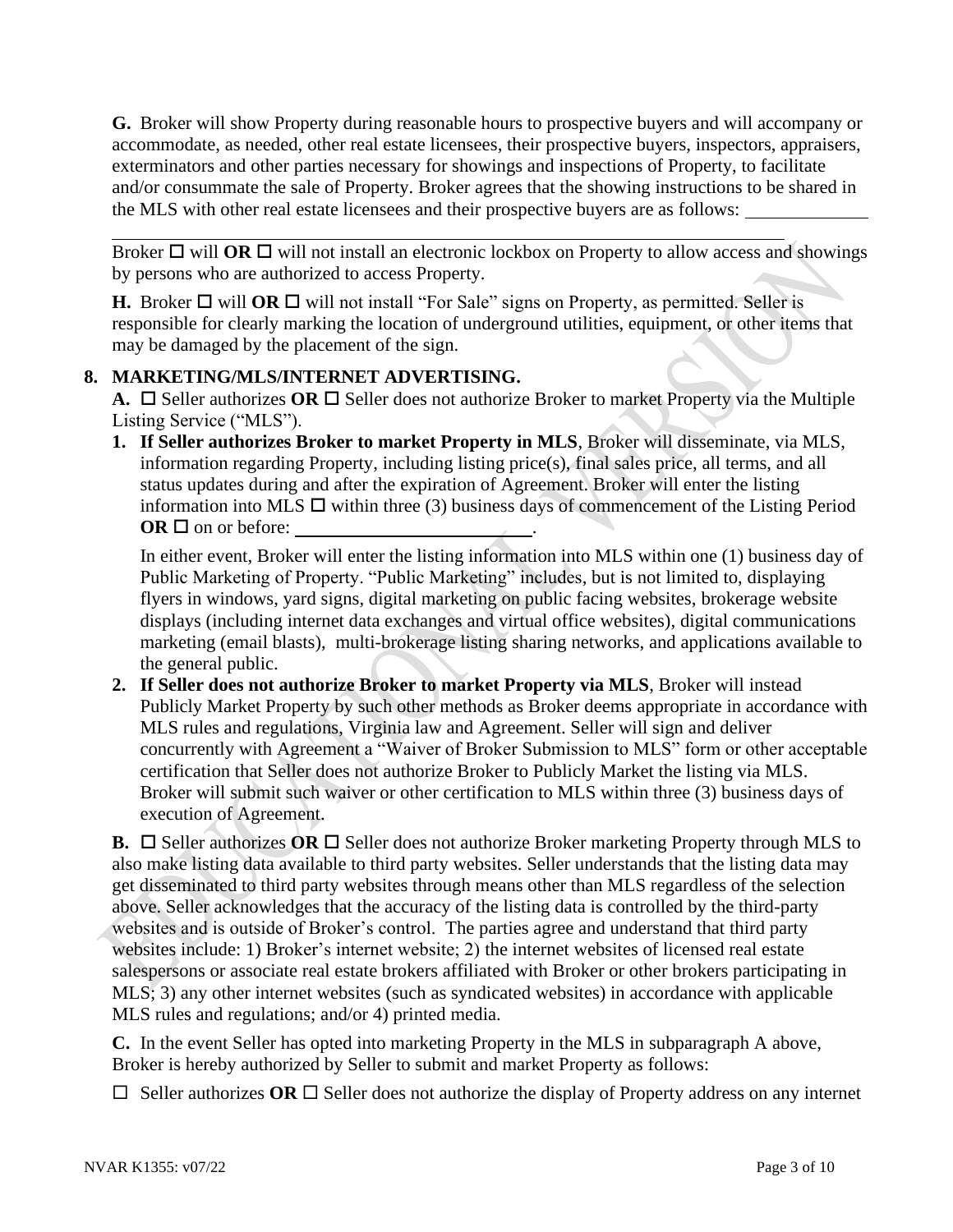**G.** Broker will show Property during reasonable hours to prospective buyers and will accompany or accommodate, as needed, other real estate licensees, their prospective buyers, inspectors, appraisers, exterminators and other parties necessary for showings and inspections of Property, to facilitate and/or consummate the sale of Property. Broker agrees that the showing instructions to be shared in the MLS with other real estate licensees and their prospective buyers are as follows: ____________

______________________________________________________________________________

Broker ☐ will **OR** ☐ will not install an electronic lockbox on Property to allow access and showings by persons who are authorized to access Property.

**H.** Broker ☐ will **OR** ☐ will not install "For Sale" signs on Property, as permitted. Seller is responsible for clearly marking the location of underground utilities, equipment, or other items that may be damaged by the placement of the sign.

**8. MARKETING/MLS/INTERNET ADVERTISING.**

**A.** ☐ Seller authorizes **OR** ☐ Seller does not authorize Broker to market Property via the Multiple Listing Service ("MLS").

1. **If Seller authorizes Broker to market Property in MLS**, Broker will disseminate, via MLS, information regarding Property, including listing price(s), final sales price, all terms, and all status updates during and after the expiration of Agreement. Broker will enter the listing information into MLS ☐ within three (3) business days of commencement of the Listing Period **OR** ☐ on or before: __________________________.

   In either event, Broker will enter the listing information into MLS within one (1) business day of Public Marketing of Property. "Public Marketing" includes, but is not limited to, displaying flyers in windows, yard signs, digital marketing on public facing websites, brokerage website displays (including internet data exchanges and virtual office websites), digital communications marketing (email blasts), multi-brokerage listing sharing networks, and applications available to the general public.

2. **If Seller does not authorize Broker to market Property via MLS**, Broker will instead Publicly Market Property by such other methods as Broker deems appropriate in accordance with MLS rules and regulations, Virginia law and Agreement. Seller will sign and deliver concurrently with Agreement a "Waiver of Broker Submission to MLS" form or other acceptable certification that Seller does not authorize Broker to Publicly Market the listing via MLS. Broker will submit such waiver or other certification to MLS within three (3) business days of execution of Agreement.

**B.** ☐ Seller authorizes **OR** ☐ Seller does not authorize Broker marketing Property through MLS to also make listing data available to third party websites. Seller understands that the listing data may get disseminated to third party websites through means other than MLS regardless of the selection above. Seller acknowledges that the accuracy of the listing data is controlled by the third-party websites and is outside of Broker's control. The parties agree and understand that third party websites include: 1) Broker's internet website; 2) the internet websites of licensed real estate salespersons or associate real estate brokers affiliated with Broker or other brokers participating in MLS; 3) any other internet websites (such as syndicated websites) in accordance with applicable MLS rules and regulations; and/or 4) printed media.

**C.** In the event Seller has opted into marketing Property in the MLS in subparagraph A above, Broker is hereby authorized by Seller to submit and market Property as follows:

☐ Seller authorizes **OR** ☐ Seller does not authorize the display of Property address on any internet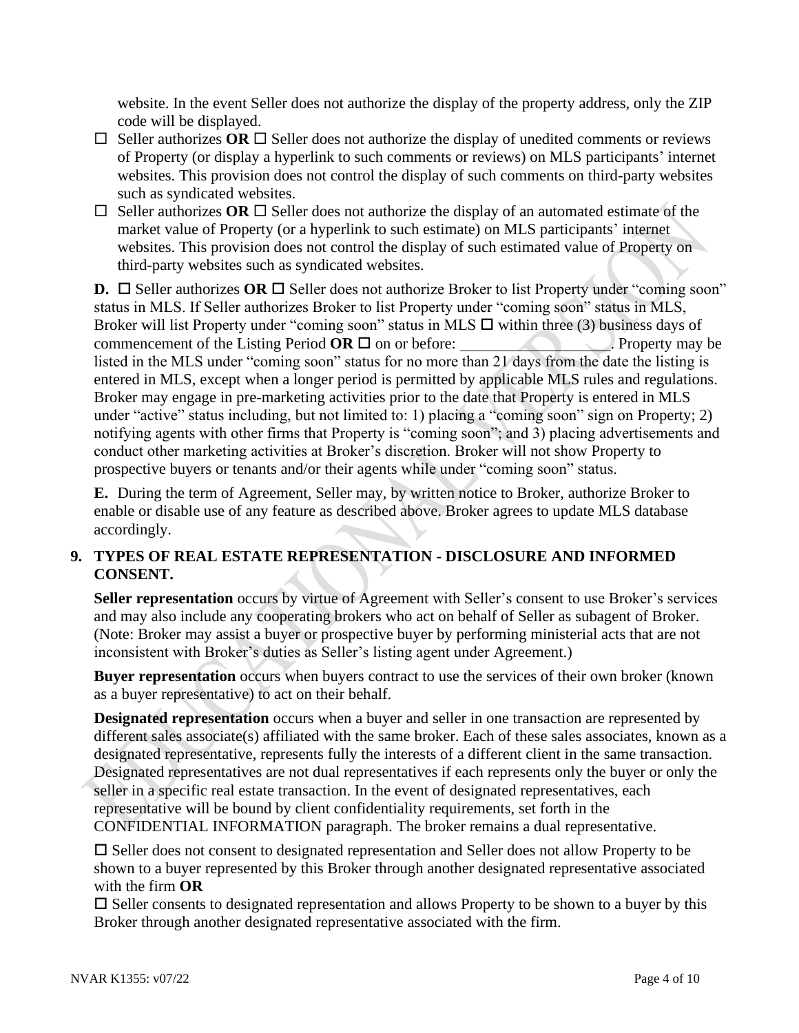website. In the event Seller does not authorize the display of the property address, only the ZIP code will be displayed.

- ☐ Seller authorizes **OR** ☐ Seller does not authorize the display of unedited comments or reviews of Property (or display a hyperlink to such comments or reviews) on MLS participants' internet websites. This provision does not control the display of such comments on third-party websites such as syndicated websites.
- ☐ Seller authorizes **OR** ☐ Seller does not authorize the display of an automated estimate of the market value of Property (or a hyperlink to such estimate) on MLS participants' internet websites. This provision does not control the display of such estimated value of Property on third-party websites such as syndicated websites.

**D.** ☐ Seller authorizes **OR** ☐ Seller does not authorize Broker to list Property under "coming soon" status in MLS. If Seller authorizes Broker to list Property under "coming soon" status in MLS, Broker will list Property under "coming soon" status in MLS ☐ within three (3) business days of commencement of the Listing Period **OR** ☐ on or before: ________________. Property may be listed in the MLS under "coming soon" status for no more than 21 days from the date the listing is entered in MLS, except when a longer period is permitted by applicable MLS rules and regulations. Broker may engage in pre-marketing activities prior to the date that Property is entered in MLS under "active" status including, but not limited to: 1) placing a "coming soon" sign on Property; 2) notifying agents with other firms that Property is "coming soon"; and 3) placing advertisements and conduct other marketing activities at Broker's discretion. Broker will not show Property to prospective buyers or tenants and/or their agents while under "coming soon" status.

**E.** During the term of Agreement, Seller may, by written notice to Broker, authorize Broker to enable or disable use of any feature as described above. Broker agrees to update MLS database accordingly.

## 9. TYPES OF REAL ESTATE REPRESENTATION - DISCLOSURE AND INFORMED CONSENT.

**Seller representation** occurs by virtue of Agreement with Seller's consent to use Broker's services and may also include any cooperating brokers who act on behalf of Seller as subagent of Broker. (Note: Broker may assist a buyer or prospective buyer by performing ministerial acts that are not inconsistent with Broker's duties as Seller's listing agent under Agreement.)

**Buyer representation** occurs when buyers contract to use the services of their own broker (known as a buyer representative) to act on their behalf.

**Designated representation** occurs when a buyer and seller in one transaction are represented by different sales associate(s) affiliated with the same broker. Each of these sales associates, known as a designated representative, represents fully the interests of a different client in the same transaction. Designated representatives are not dual representatives if each represents only the buyer or only the seller in a specific real estate transaction. In the event of designated representatives, each representative will be bound by client confidentiality requirements, set forth in the CONFIDENTIAL INFORMATION paragraph. The broker remains a dual representative.

☐ Seller does not consent to designated representation and Seller does not allow Property to be shown to a buyer represented by this Broker through another designated representative associated with the firm **OR**

☐ Seller consents to designated representation and allows Property to be shown to a buyer by this Broker through another designated representative associated with the firm.

NVAR K1355: v07/22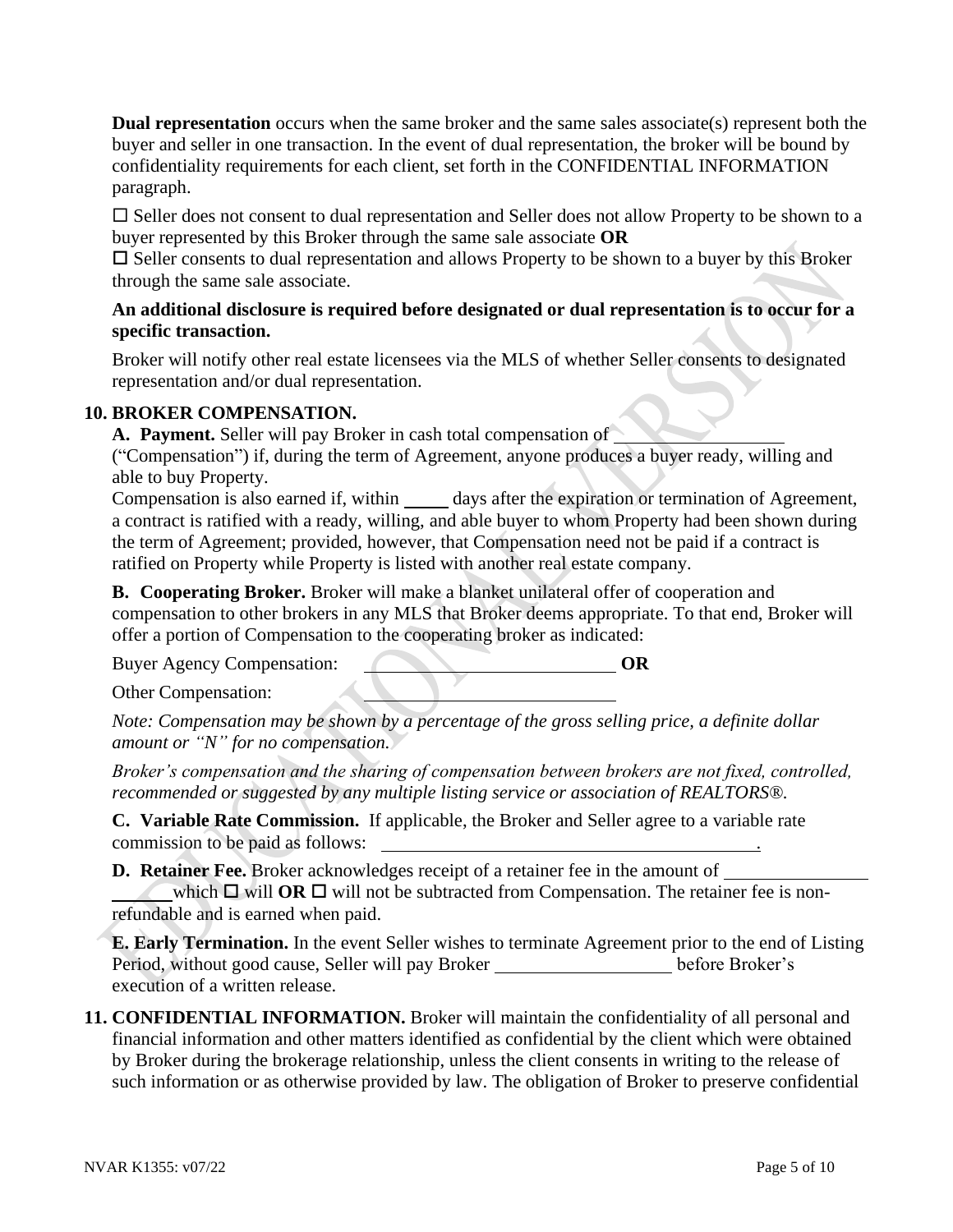**Dual representation** occurs when the same broker and the same sales associate(s) represent both the buyer and seller in one transaction. In the event of dual representation, the broker will be bound by confidentiality requirements for each client, set forth in the CONFIDENTIAL INFORMATION paragraph.

☐ Seller does not consent to dual representation and Seller does not allow Property to be shown to a buyer represented by this Broker through the same sale associate **OR**
☐ Seller consents to dual representation and allows Property to be shown to a buyer by this Broker through the same sale associate.

**An additional disclosure is required before designated or dual representation is to occur for a specific transaction.**

Broker will notify other real estate licensees via the MLS of whether Seller consents to designated representation and/or dual representation.

**10. BROKER COMPENSATION.**

**A. Payment.** Seller will pay Broker in cash total compensation of \_\_\_\_\_\_\_\_\_\_\_\_\_\_\_\_\_\_ ("Compensation") if, during the term of Agreement, anyone produces a buyer ready, willing and able to buy Property.
Compensation is also earned if, within \_\_\_\_\_ days after the expiration or termination of Agreement, a contract is ratified with a ready, willing, and able buyer to whom Property had been shown during the term of Agreement; provided, however, that Compensation need not be paid if a contract is ratified on Property while Property is listed with another real estate company.

**B. Cooperating Broker.** Broker will make a blanket unilateral offer of cooperation and compensation to other brokers in any MLS that Broker deems appropriate. To that end, Broker will offer a portion of Compensation to the cooperating broker as indicated:

Buyer Agency Compensation: \_\_\_\_\_\_\_\_\_\_\_\_\_\_\_\_\_\_\_\_\_\_\_\_\_\_ **OR**

Other Compensation: \_\_\_\_\_\_\_\_\_\_\_\_\_\_\_\_\_\_\_\_\_\_\_\_\_\_

*Note: Compensation may be shown by a percentage of the gross selling price, a definite dollar amount or "N" for no compensation.*

*Broker's compensation and the sharing of compensation between brokers are not fixed, controlled, recommended or suggested by any multiple listing service or association of REALTORS®.*

**C. Variable Rate Commission.** If applicable, the Broker and Seller agree to a variable rate commission to be paid as follows: \_\_\_\_\_\_\_\_\_\_\_\_\_\_\_\_\_\_\_\_\_\_\_\_\_\_\_\_\_\_\_\_\_\_\_\_\_\_\_\_.

**D. Retainer Fee.** Broker acknowledges receipt of a retainer fee in the amount of \_\_\_\_\_\_\_\_\_\_\_\_\_\_\_\_ \_\_\_\_\_\_ which ☐ will **OR** ☐ will not be subtracted from Compensation. The retainer fee is non-refundable and is earned when paid.

**E. Early Termination.** In the event Seller wishes to terminate Agreement prior to the end of Listing Period, without good cause, Seller will pay Broker \_\_\_\_\_\_\_\_\_\_\_\_\_\_\_\_\_\_\_ before Broker's execution of a written release.

**11. CONFIDENTIAL INFORMATION.** Broker will maintain the confidentiality of all personal and financial information and other matters identified as confidential by the client which were obtained by Broker during the brokerage relationship, unless the client consents in writing to the release of such information or as otherwise provided by law. The obligation of Broker to preserve confidential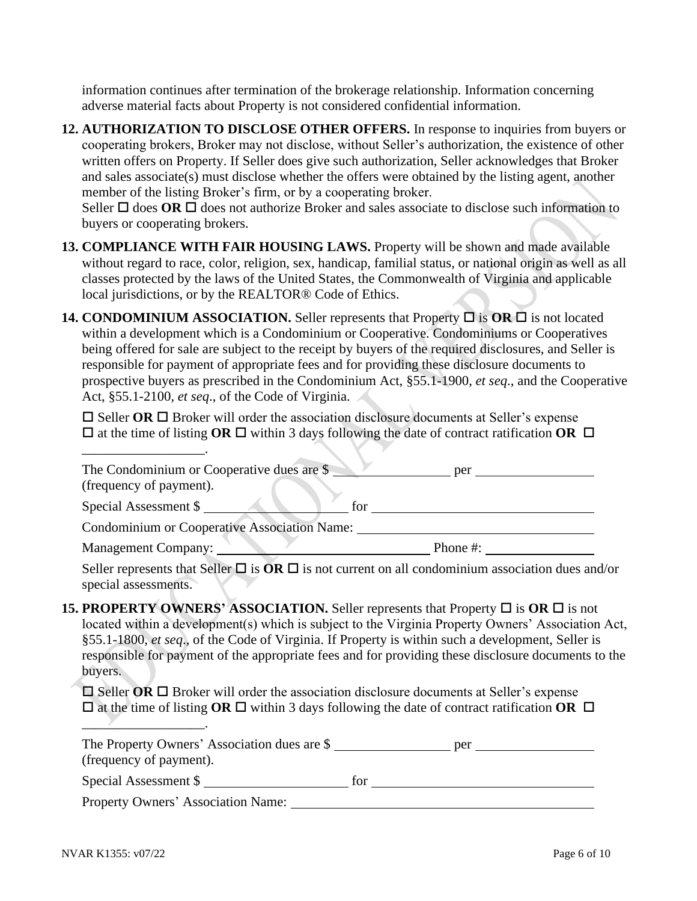information continues after termination of the brokerage relationship. Information concerning adverse material facts about Property is not considered confidential information.

**12. AUTHORIZATION TO DISCLOSE OTHER OFFERS.** In response to inquiries from buyers or cooperating brokers, Broker may not disclose, without Seller's authorization, the existence of other written offers on Property. If Seller does give such authorization, Seller acknowledges that Broker and sales associate(s) must disclose whether the offers were obtained by the listing agent, another member of the listing Broker's firm, or by a cooperating broker.
Seller ☐ does **OR** ☐ does not authorize Broker and sales associate to disclose such information to buyers or cooperating brokers.

**13. COMPLIANCE WITH FAIR HOUSING LAWS.** Property will be shown and made available without regard to race, color, religion, sex, handicap, familial status, or national origin as well as all classes protected by the laws of the United States, the Commonwealth of Virginia and applicable local jurisdictions, or by the REALTOR® Code of Ethics.

**14. CONDOMINIUM ASSOCIATION.** Seller represents that Property ☐ is **OR** ☐ is not located within a development which is a Condominium or Cooperative. Condominiums or Cooperatives being offered for sale are subject to the receipt by buyers of the required disclosures, and Seller is responsible for payment of appropriate fees and for providing these disclosure documents to prospective buyers as prescribed in the Condominium Act, §55.1-1900, *et seq*., and the Cooperative Act, §55.1-2100, *et seq*., of the Code of Virginia.

☐ Seller **OR** ☐ Broker will order the association disclosure documents at Seller's expense ☐ at the time of listing **OR** ☐ within 3 days following the date of contract ratification **OR** ☐ __________________.

The Condominium or Cooperative dues are $ __________________ per __________________ (frequency of payment).

Special Assessment $ ______________________ for ____________________________________

Condominium or Cooperative Association Name: ____________________________________

Management Company: ____________________________________ Phone #: __________________

Seller represents that Seller ☐ is **OR** ☐ is not current on all condominium association dues and/or special assessments.

**15. PROPERTY OWNERS' ASSOCIATION.** Seller represents that Property ☐ is **OR** ☐ is not located within a development(s) which is subject to the Virginia Property Owners' Association Act, §55.1-1800, *et seq*., of the Code of Virginia. If Property is within such a development, Seller is responsible for payment of the appropriate fees and for providing these disclosure documents to the buyers.

☐ Seller **OR** ☐ Broker will order the association disclosure documents at Seller's expense ☐ at the time of listing **OR** ☐ within 3 days following the date of contract ratification **OR** ☐ __________________.

The Property Owners' Association dues are $ __________________ per __________________ (frequency of payment).

Special Assessment $ ______________________ for ____________________________________

Property Owners' Association Name: ______________________________________________

NVAR K1355: v07/22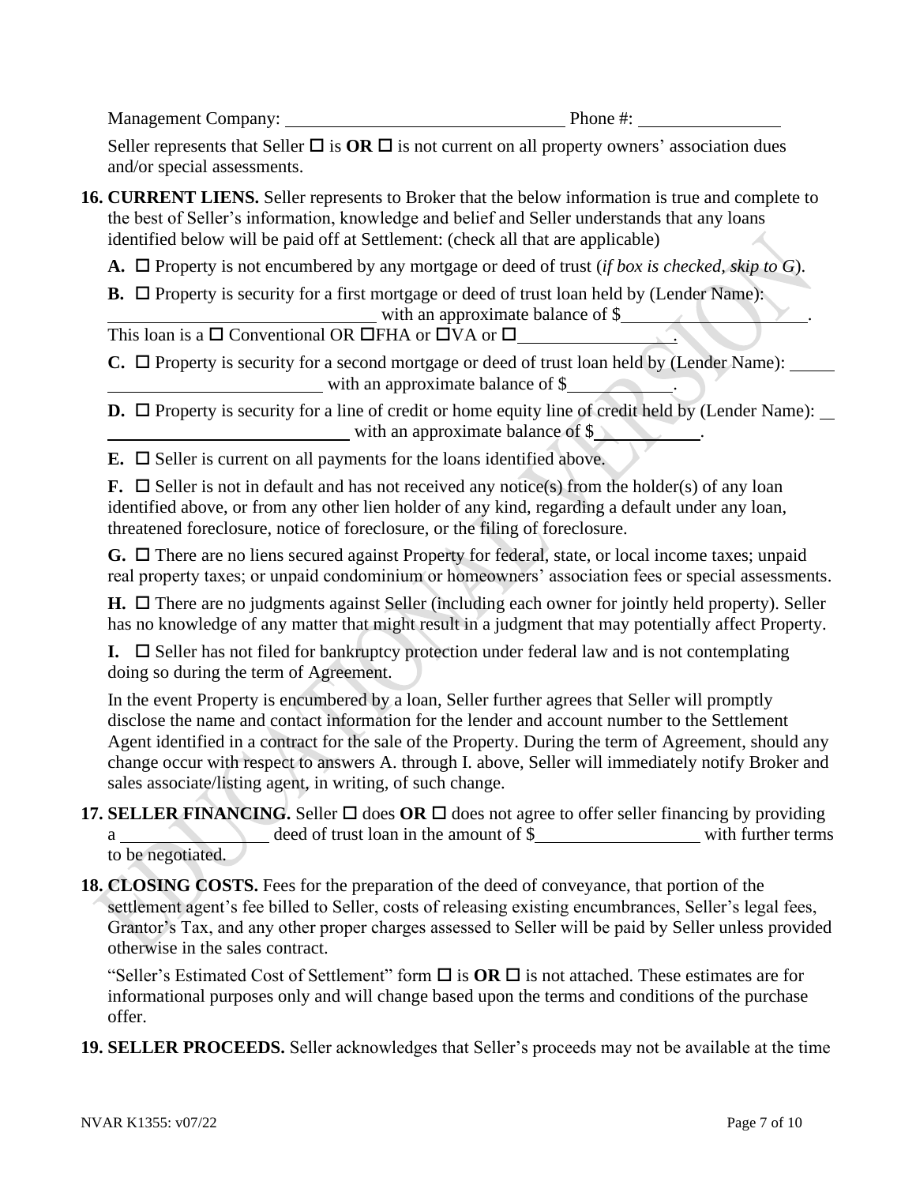Management Company: ______________________________ Phone #: ________________

Seller represents that Seller ☐ is **OR** ☐ is not current on all property owners' association dues and/or special assessments.

**16. CURRENT LIENS.** Seller represents to Broker that the below information is true and complete to the best of Seller's information, knowledge and belief and Seller understands that any loans identified below will be paid off at Settlement: (check all that are applicable)

**A.** ☐ Property is not encumbered by any mortgage or deed of trust (*if box is checked, skip to G*).

**B.** ☐ Property is security for a first mortgage or deed of trust loan held by (Lender Name): ______________________________ with an approximate balance of $____________________.
This loan is a ☐ Conventional OR ☐FHA or ☐VA or ☐_________________.

**C.** ☐ Property is security for a second mortgage or deed of trust loan held by (Lender Name): _____ ________________________ with an approximate balance of $___________.

**D.** ☐ Property is security for a line of credit or home equity line of credit held by (Lender Name): __ ____________________________ with an approximate balance of $___________.

**E.** ☐ Seller is current on all payments for the loans identified above.

**F.** ☐ Seller is not in default and has not received any notice(s) from the holder(s) of any loan identified above, or from any other lien holder of any kind, regarding a default under any loan, threatened foreclosure, notice of foreclosure, or the filing of foreclosure.

**G.** ☐ There are no liens secured against Property for federal, state, or local income taxes; unpaid real property taxes; or unpaid condominium or homeowners' association fees or special assessments.

**H.** ☐ There are no judgments against Seller (including each owner for jointly held property). Seller has no knowledge of any matter that might result in a judgment that may potentially affect Property.

**I.** ☐ Seller has not filed for bankruptcy protection under federal law and is not contemplating doing so during the term of Agreement.

In the event Property is encumbered by a loan, Seller further agrees that Seller will promptly disclose the name and contact information for the lender and account number to the Settlement Agent identified in a contract for the sale of the Property. During the term of Agreement, should any change occur with respect to answers A. through I. above, Seller will immediately notify Broker and sales associate/listing agent, in writing, of such change.

**17. SELLER FINANCING.** Seller ☐ does **OR** ☐ does not agree to offer seller financing by providing a ________________ deed of trust loan in the amount of $__________________ with further terms to be negotiated.

**18. CLOSING COSTS.** Fees for the preparation of the deed of conveyance, that portion of the settlement agent's fee billed to Seller, costs of releasing existing encumbrances, Seller's legal fees, Grantor's Tax, and any other proper charges assessed to Seller will be paid by Seller unless provided otherwise in the sales contract.

"Seller's Estimated Cost of Settlement" form ☐ is **OR** ☐ is not attached. These estimates are for informational purposes only and will change based upon the terms and conditions of the purchase offer.

**19. SELLER PROCEEDS.** Seller acknowledges that Seller's proceeds may not be available at the time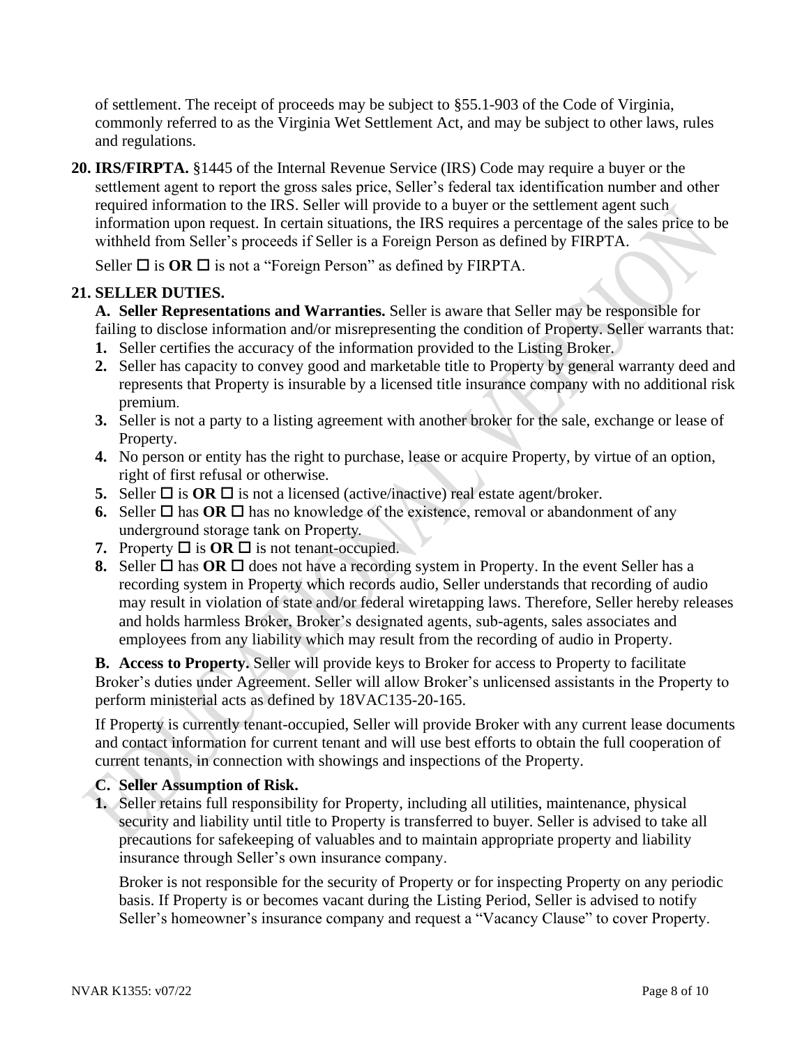of settlement. The receipt of proceeds may be subject to §55.1-903 of the Code of Virginia, commonly referred to as the Virginia Wet Settlement Act, and may be subject to other laws, rules and regulations.

**20. IRS/FIRPTA.** §1445 of the Internal Revenue Service (IRS) Code may require a buyer or the settlement agent to report the gross sales price, Seller's federal tax identification number and other required information to the IRS. Seller will provide to a buyer or the settlement agent such information upon request. In certain situations, the IRS requires a percentage of the sales price to be withheld from Seller's proceeds if Seller is a Foreign Person as defined by FIRPTA.

Seller ☐ is **OR** ☐ is not a "Foreign Person" as defined by FIRPTA.

**21. SELLER DUTIES.**

**A. Seller Representations and Warranties.** Seller is aware that Seller may be responsible for failing to disclose information and/or misrepresenting the condition of Property. Seller warrants that:

1. Seller certifies the accuracy of the information provided to the Listing Broker.
2. Seller has capacity to convey good and marketable title to Property by general warranty deed and represents that Property is insurable by a licensed title insurance company with no additional risk premium.
3. Seller is not a party to a listing agreement with another broker for the sale, exchange or lease of Property.
4. No person or entity has the right to purchase, lease or acquire Property, by virtue of an option, right of first refusal or otherwise.
5. Seller ☐ is **OR** ☐ is not a licensed (active/inactive) real estate agent/broker.
6. Seller ☐ has **OR** ☐ has no knowledge of the existence, removal or abandonment of any underground storage tank on Property.
7. Property ☐ is **OR** ☐ is not tenant-occupied.
8. Seller ☐ has **OR** ☐ does not have a recording system in Property. In the event Seller has a recording system in Property which records audio, Seller understands that recording of audio may result in violation of state and/or federal wiretapping laws. Therefore, Seller hereby releases and holds harmless Broker, Broker's designated agents, sub-agents, sales associates and employees from any liability which may result from the recording of audio in Property.

**B. Access to Property.** Seller will provide keys to Broker for access to Property to facilitate Broker's duties under Agreement. Seller will allow Broker's unlicensed assistants in the Property to perform ministerial acts as defined by 18VAC135-20-165.

If Property is currently tenant-occupied, Seller will provide Broker with any current lease documents and contact information for current tenant and will use best efforts to obtain the full cooperation of current tenants, in connection with showings and inspections of the Property.

**C. Seller Assumption of Risk.**

1. Seller retains full responsibility for Property, including all utilities, maintenance, physical security and liability until title to Property is transferred to buyer. Seller is advised to take all precautions for safekeeping of valuables and to maintain appropriate property and liability insurance through Seller's own insurance company.

   Broker is not responsible for the security of Property or for inspecting Property on any periodic basis. If Property is or becomes vacant during the Listing Period, Seller is advised to notify Seller's homeowner's insurance company and request a "Vacancy Clause" to cover Property.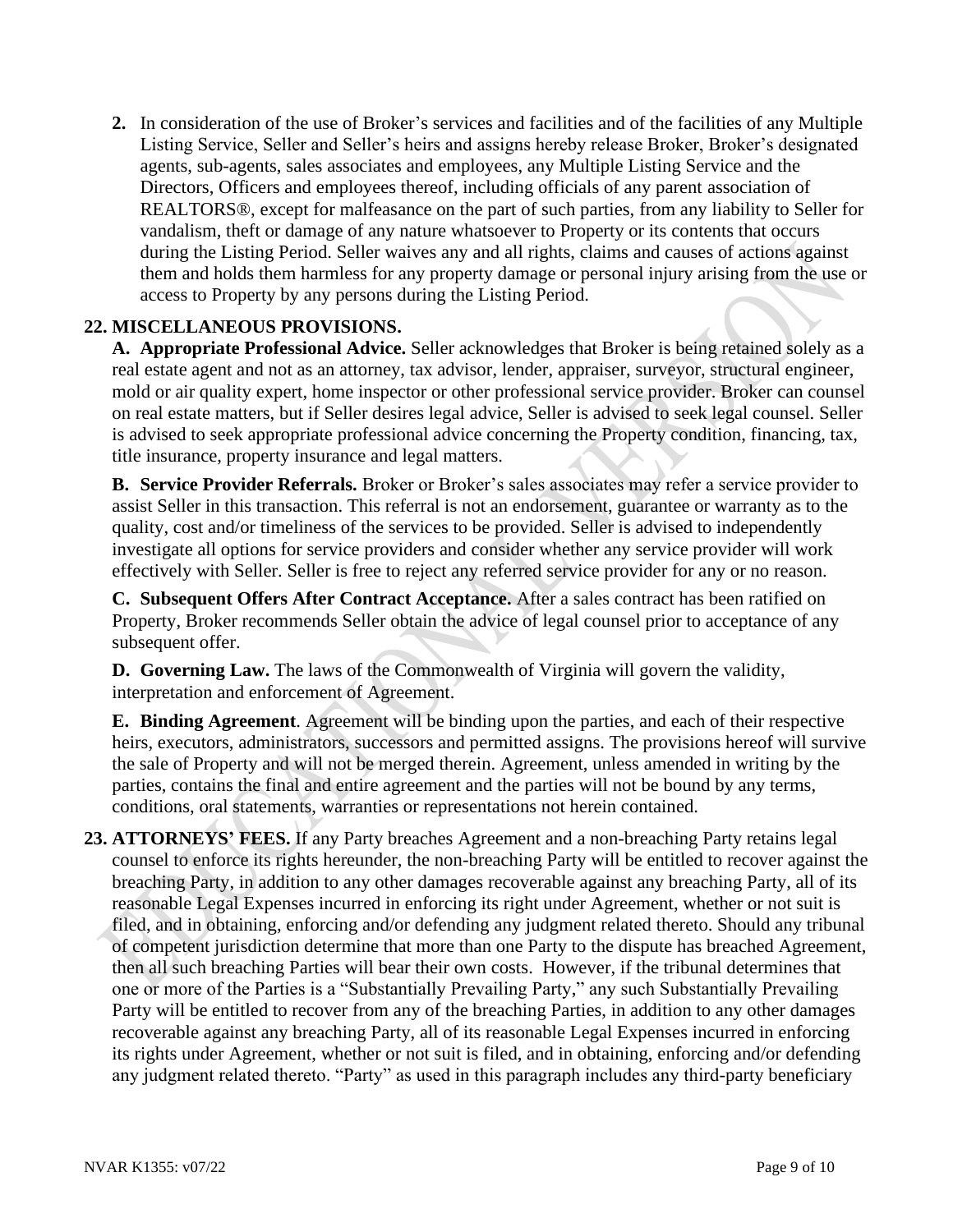2. In consideration of the use of Broker's services and facilities and of the facilities of any Multiple Listing Service, Seller and Seller's heirs and assigns hereby release Broker, Broker's designated agents, sub-agents, sales associates and employees, any Multiple Listing Service and the Directors, Officers and employees thereof, including officials of any parent association of REALTORS®, except for malfeasance on the part of such parties, from any liability to Seller for vandalism, theft or damage of any nature whatsoever to Property or its contents that occurs during the Listing Period. Seller waives any and all rights, claims and causes of actions against them and holds them harmless for any property damage or personal injury arising from the use or access to Property by any persons during the Listing Period.

**22. MISCELLANEOUS PROVISIONS.**

**A. Appropriate Professional Advice.** Seller acknowledges that Broker is being retained solely as a real estate agent and not as an attorney, tax advisor, lender, appraiser, surveyor, structural engineer, mold or air quality expert, home inspector or other professional service provider. Broker can counsel on real estate matters, but if Seller desires legal advice, Seller is advised to seek legal counsel. Seller is advised to seek appropriate professional advice concerning the Property condition, financing, tax, title insurance, property insurance and legal matters.

**B. Service Provider Referrals.** Broker or Broker's sales associates may refer a service provider to assist Seller in this transaction. This referral is not an endorsement, guarantee or warranty as to the quality, cost and/or timeliness of the services to be provided. Seller is advised to independently investigate all options for service providers and consider whether any service provider will work effectively with Seller. Seller is free to reject any referred service provider for any or no reason.

**C. Subsequent Offers After Contract Acceptance.** After a sales contract has been ratified on Property, Broker recommends Seller obtain the advice of legal counsel prior to acceptance of any subsequent offer.

**D. Governing Law.** The laws of the Commonwealth of Virginia will govern the validity, interpretation and enforcement of Agreement.

**E. Binding Agreement**. Agreement will be binding upon the parties, and each of their respective heirs, executors, administrators, successors and permitted assigns. The provisions hereof will survive the sale of Property and will not be merged therein. Agreement, unless amended in writing by the parties, contains the final and entire agreement and the parties will not be bound by any terms, conditions, oral statements, warranties or representations not herein contained.

**23. ATTORNEYS' FEES.** If any Party breaches Agreement and a non-breaching Party retains legal counsel to enforce its rights hereunder, the non-breaching Party will be entitled to recover against the breaching Party, in addition to any other damages recoverable against any breaching Party, all of its reasonable Legal Expenses incurred in enforcing its right under Agreement, whether or not suit is filed, and in obtaining, enforcing and/or defending any judgment related thereto. Should any tribunal of competent jurisdiction determine that more than one Party to the dispute has breached Agreement, then all such breaching Parties will bear their own costs. However, if the tribunal determines that one or more of the Parties is a "Substantially Prevailing Party," any such Substantially Prevailing Party will be entitled to recover from any of the breaching Parties, in addition to any other damages recoverable against any breaching Party, all of its reasonable Legal Expenses incurred in enforcing its rights under Agreement, whether or not suit is filed, and in obtaining, enforcing and/or defending any judgment related thereto. "Party" as used in this paragraph includes any third-party beneficiary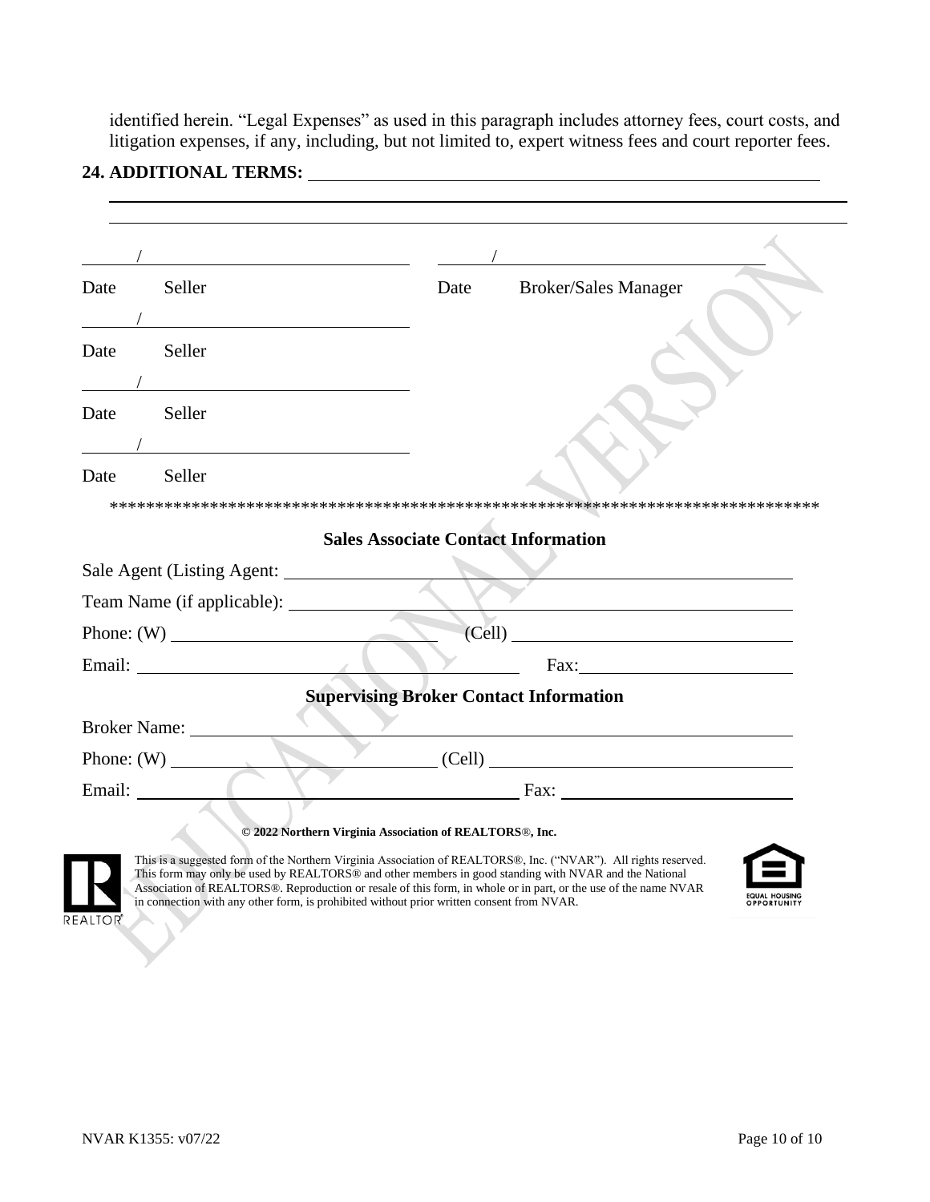identified herein. "Legal Expenses" as used in this paragraph includes attorney fees, court costs, and litigation expenses, if any, including, but not limited to, expert witness fees and court reporter fees.

**24. ADDITIONAL TERMS:** ______________________________________________

______________________________________________

______________________________________________

| | |
|---|---|
| ____/______________ | ____/______________ |
| Date Seller | Date Broker/Sales Manager |
| ____/______________ | |
| Date Seller | |
| ____/______________ | |
| Date Seller | |
| ____/______________ | |
| Date Seller | |

*******************************************************************************

**Sales Associate Contact Information**

Sale Agent (Listing Agent: ______________________________________________

Team Name (if applicable): ______________________________________________

Phone: (W) ______________________ (Cell) ______________________

Email: ______________________ Fax: ______________________

**Supervising Broker Contact Information**

Broker Name: ______________________________________________

Phone: (W) ______________________ (Cell) ______________________

Email: ______________________ Fax: ______________________

**© 2022 Northern Virginia Association of REALTORS®, Inc.**

This is a suggested form of the Northern Virginia Association of REALTORS®, Inc. ("NVAR"). All rights reserved. This form may only be used by REALTORS® and other members in good standing with NVAR and the National Association of REALTORS®. Reproduction or resale of this form, in whole or in part, or the use of the name NVAR in connection with any other form, is prohibited without prior written consent from NVAR.

NVAR K1355: v07/22